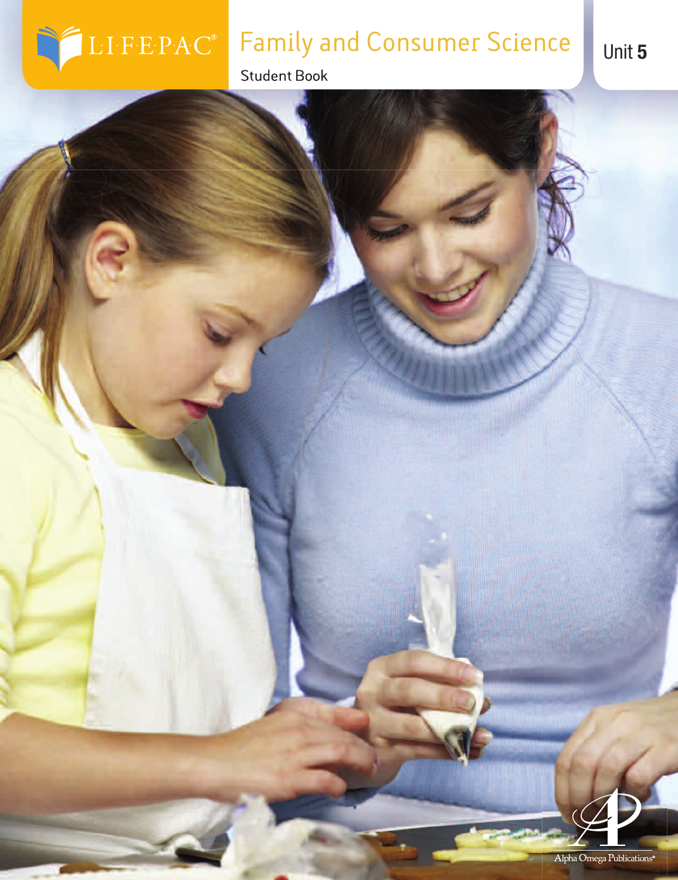LIFEPAC®

# Family and Consumer Science

Student Book

Unit 5

Alpha Omega Publications®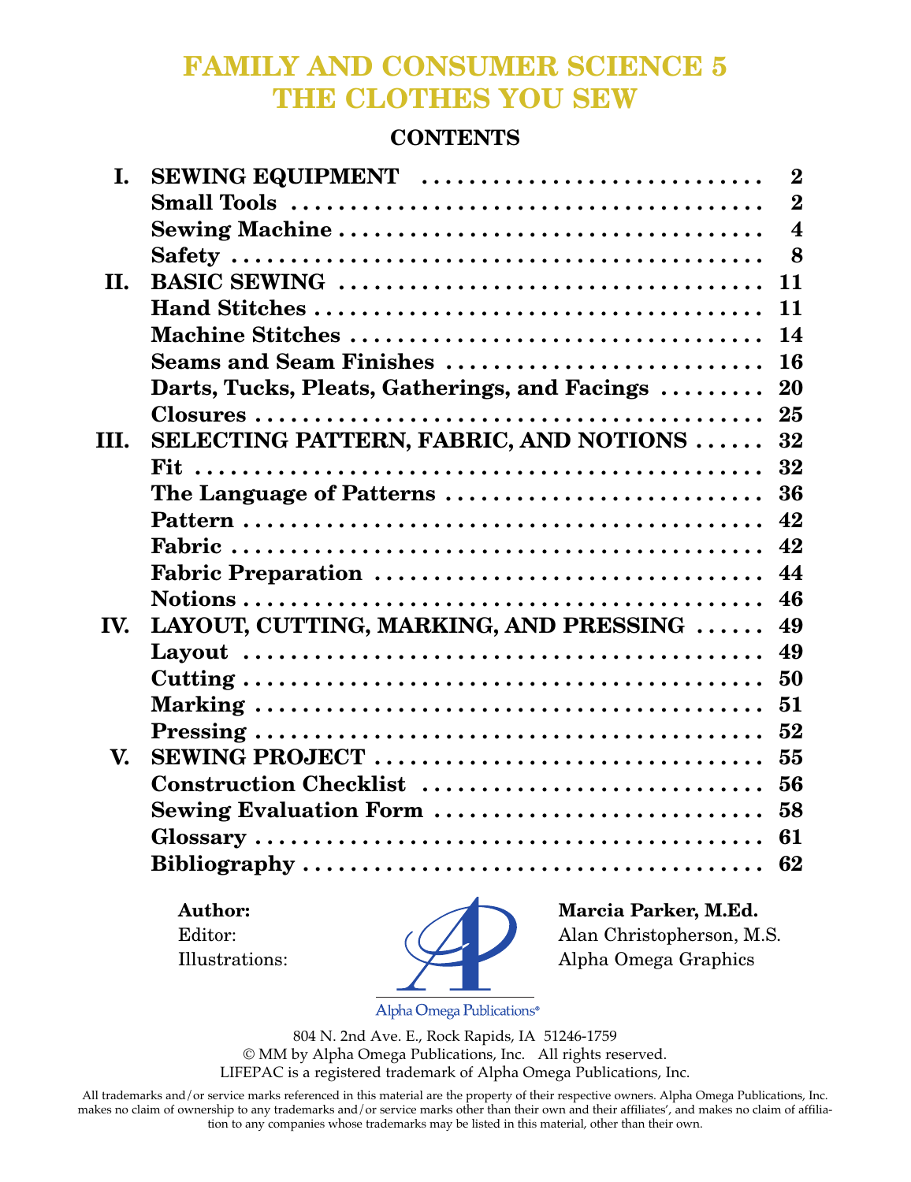# FAMILY AND CONSUMER SCIENCE 5
# THE CLOTHES YOU SEW

## CONTENTS

| | | |
|---|---|---|
| **I.** | **SEWING EQUIPMENT** | **2** |
| | **Small Tools** | **2** |
| | **Sewing Machine** | **4** |
| | **Safety** | **8** |
| **II.** | **BASIC SEWING** | **11** |
| | **Hand Stitches** | **11** |
| | **Machine Stitches** | **14** |
| | **Seams and Seam Finishes** | **16** |
| | **Darts, Tucks, Pleats, Gatherings, and Facings** | **20** |
| | **Closures** | **25** |
| **III.** | **SELECTING PATTERN, FABRIC, AND NOTIONS** | **32** |
| | **Fit** | **32** |
| | **The Language of Patterns** | **36** |
| | **Pattern** | **42** |
| | **Fabric** | **42** |
| | **Fabric Preparation** | **44** |
| | **Notions** | **46** |
| **IV.** | **LAYOUT, CUTTING, MARKING, AND PRESSING** | **49** |
| | **Layout** | **49** |
| | **Cutting** | **50** |
| | **Marking** | **51** |
| | **Pressing** | **52** |
| **V.** | **SEWING PROJECT** | **55** |
| | **Construction Checklist** | **56** |
| | **Sewing Evaluation Form** | **58** |
| | **Glossary** | **61** |
| | **Bibliography** | **62** |

**Author:** **Marcia Parker, M.Ed.**
Editor: Alan Christopherson, M.S.
Illustrations: Alpha Omega Graphics

Alpha Omega Publications®

804 N. 2nd Ave. E., Rock Rapids, IA 51246-1759
© MM by Alpha Omega Publications, Inc. All rights reserved.
LIFEPAC is a registered trademark of Alpha Omega Publications, Inc.

All trademarks and/or service marks referenced in this material are the property of their respective owners. Alpha Omega Publications, Inc. makes no claim of ownership to any trademarks and/or service marks other than their own and their affiliates', and makes no claim of affiliation to any companies whose trademarks may be listed in this material, other than their own.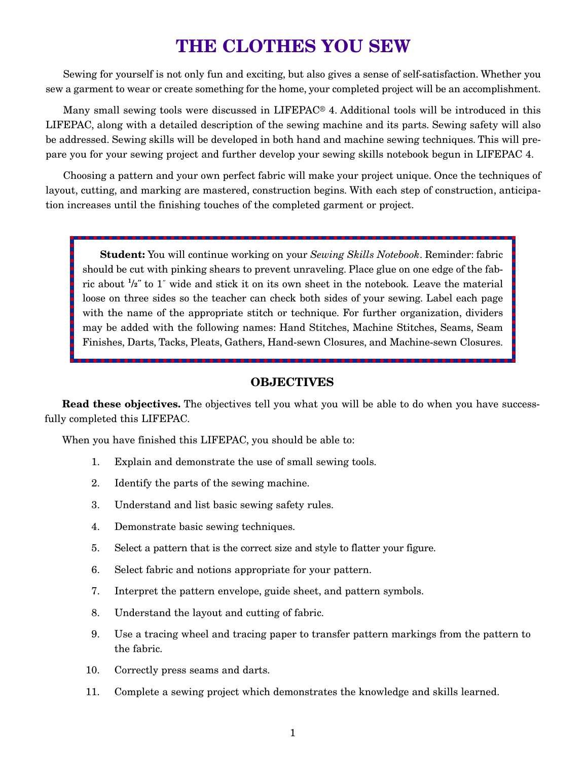# THE CLOTHES YOU SEW

Sewing for yourself is not only fun and exciting, but also gives a sense of self-satisfaction. Whether you sew a garment to wear or create something for the home, your completed project will be an accomplishment.

Many small sewing tools were discussed in LIFEPAC® 4. Additional tools will be introduced in this LIFEPAC, along with a detailed description of the sewing machine and its parts. Sewing safety will also be addressed. Sewing skills will be developed in both hand and machine sewing techniques. This will prepare you for your sewing project and further develop your sewing skills notebook begun in LIFEPAC 4.

Choosing a pattern and your own perfect fabric will make your project unique. Once the techniques of layout, cutting, and marking are mastered, construction begins. With each step of construction, anticipation increases until the finishing touches of the completed garment or project.

> **Student:** You will continue working on your *Sewing Skills Notebook*. Reminder: fabric should be cut with pinking shears to prevent unraveling. Place glue on one edge of the fabric about ½″ to 1″ wide and stick it on its own sheet in the notebook. Leave the material loose on three sides so the teacher can check both sides of your sewing. Label each page with the name of the appropriate stitch or technique. For further organization, dividers may be added with the following names: Hand Stitches, Machine Stitches, Seams, Seam Finishes, Darts, Tacks, Pleats, Gathers, Hand-sewn Closures, and Machine-sewn Closures.

## OBJECTIVES

**Read these objectives.** The objectives tell you what you will be able to do when you have successfully completed this LIFEPAC.

When you have finished this LIFEPAC, you should be able to:

1. Explain and demonstrate the use of small sewing tools.
2. Identify the parts of the sewing machine.
3. Understand and list basic sewing safety rules.
4. Demonstrate basic sewing techniques.
5. Select a pattern that is the correct size and style to flatter your figure.
6. Select fabric and notions appropriate for your pattern.
7. Interpret the pattern envelope, guide sheet, and pattern symbols.
8. Understand the layout and cutting of fabric.
9. Use a tracing wheel and tracing paper to transfer pattern markings from the pattern to the fabric.
10. Correctly press seams and darts.
11. Complete a sewing project which demonstrates the knowledge and skills learned.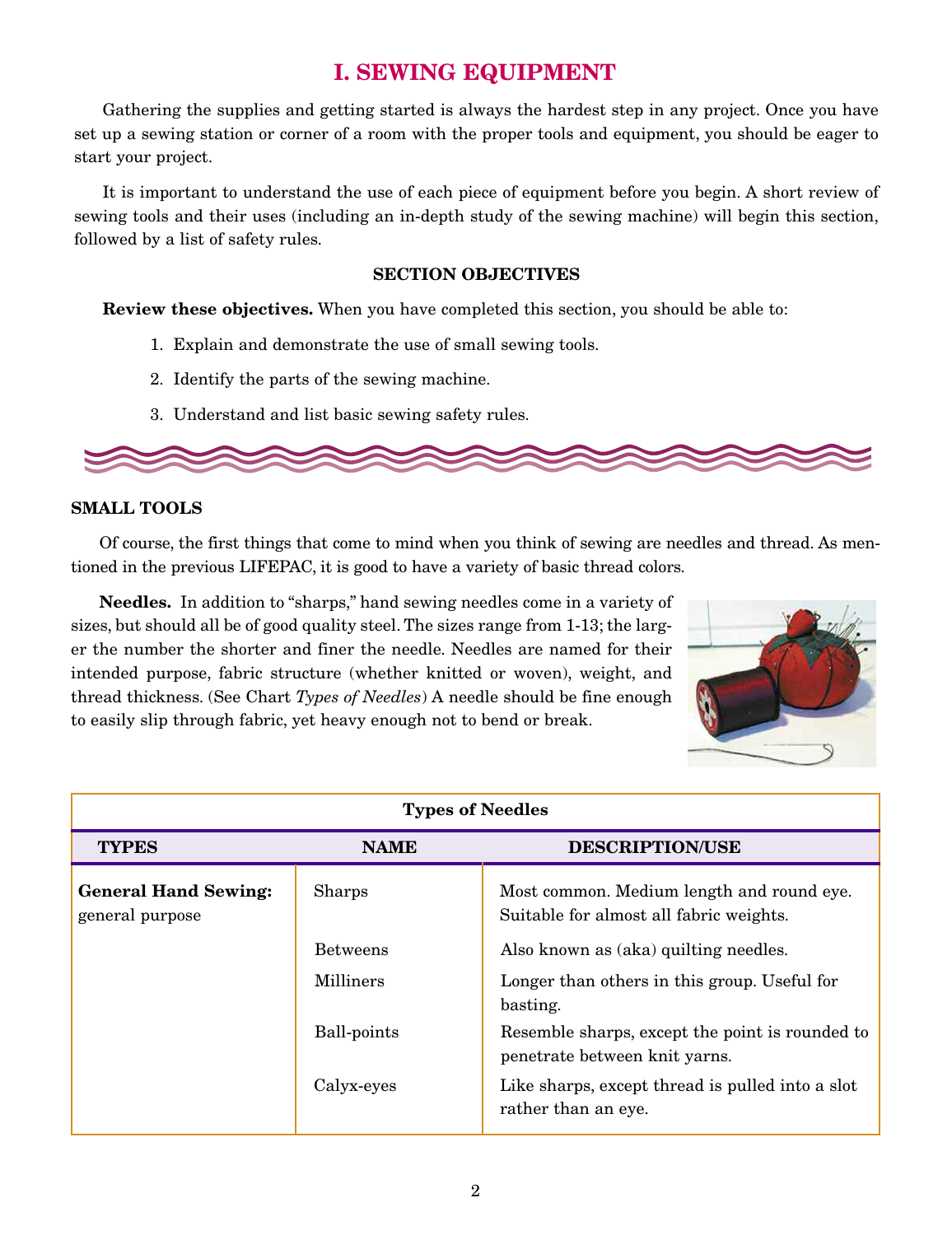# I. SEWING EQUIPMENT

Gathering the supplies and getting started is always the hardest step in any project. Once you have set up a sewing station or corner of a room with the proper tools and equipment, you should be eager to start your project.

It is important to understand the use of each piece of equipment before you begin. A short review of sewing tools and their uses (including an in-depth study of the sewing machine) will begin this section, followed by a list of safety rules.

### SECTION OBJECTIVES

**Review these objectives.** When you have completed this section, you should be able to:

1. Explain and demonstrate the use of small sewing tools.
2. Identify the parts of the sewing machine.
3. Understand and list basic sewing safety rules.

## SMALL TOOLS

Of course, the first things that come to mind when you think of sewing are needles and thread. As mentioned in the previous LIFEPAC, it is good to have a variety of basic thread colors.

**Needles.** In addition to "sharps," hand sewing needles come in a variety of sizes, but should all be of good quality steel. The sizes range from 1-13; the larger the number the shorter and finer the needle. Needles are named for their intended purpose, fabric structure (whether knitted or woven), weight, and thread thickness. (See Chart *Types of Needles*) A needle should be fine enough to easily slip through fabric, yet heavy enough not to bend or break.

**Types of Needles**

| TYPES | NAME | DESCRIPTION/USE |
|---|---|---|
| **General Hand Sewing:** general purpose | Sharps | Most common. Medium length and round eye. Suitable for almost all fabric weights. |
| | Betweens | Also known as (aka) quilting needles. |
| | Milliners | Longer than others in this group. Useful for basting. |
| | Ball-points | Resemble sharps, except the point is rounded to penetrate between knit yarns. |
| | Calyx-eyes | Like sharps, except thread is pulled into a slot rather than an eye. |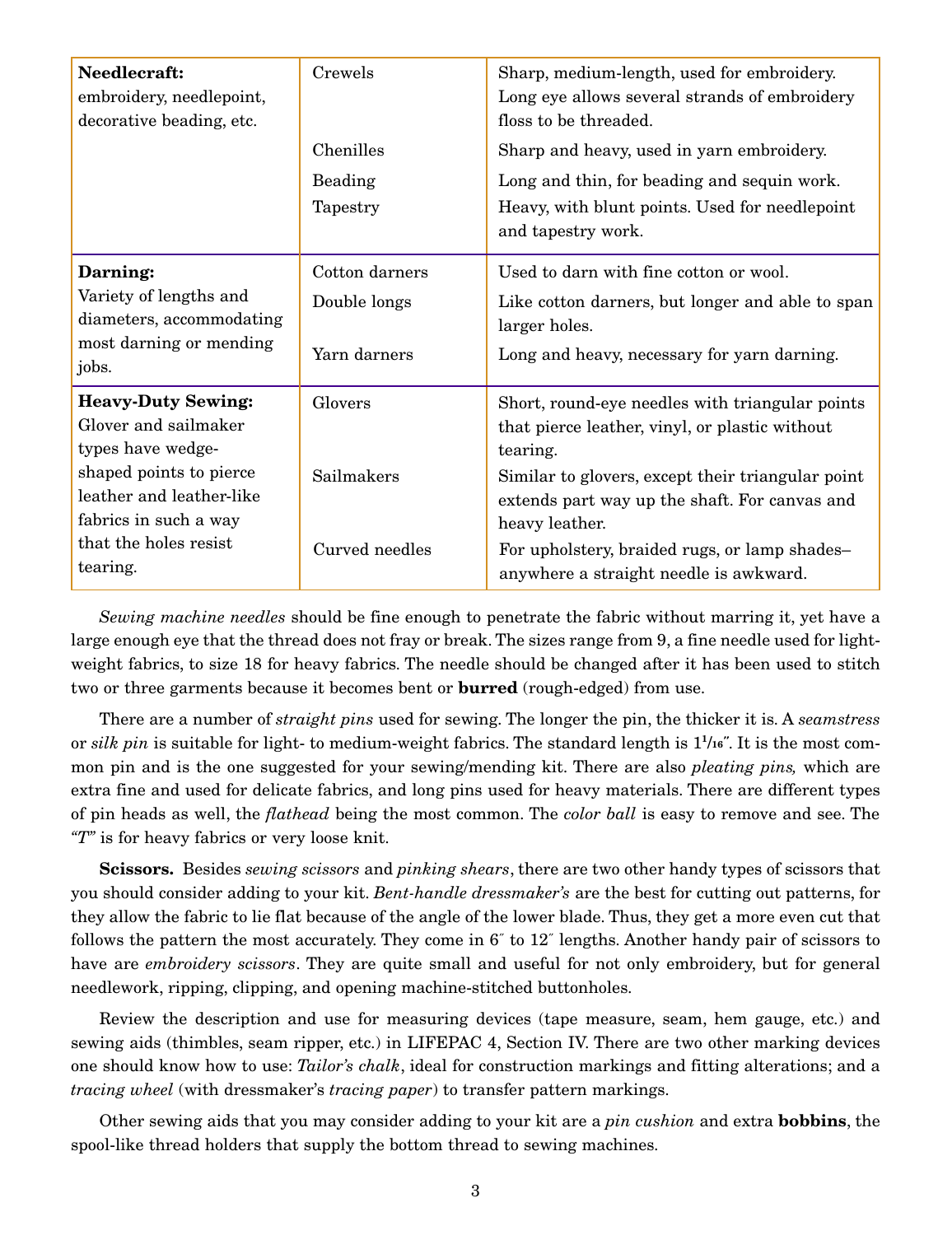| | | |
|---|---|---|
| **Needlecraft:** embroidery, needlepoint, decorative beading, etc. | Crewels | Sharp, medium-length, used for embroidery. Long eye allows several strands of embroidery floss to be threaded. |
| | Chenilles | Sharp and heavy, used in yarn embroidery. |
| | Beading | Long and thin, for beading and sequin work. |
| | Tapestry | Heavy, with blunt points. Used for needlepoint and tapestry work. |
| **Darning:** Variety of lengths and diameters, accommodating most darning or mending jobs. | Cotton darners | Used to darn with fine cotton or wool. |
| | Double longs | Like cotton darners, but longer and able to span larger holes. |
| | Yarn darners | Long and heavy, necessary for yarn darning. |
| **Heavy-Duty Sewing:** Glover and sailmaker types have wedge-shaped points to pierce leather and leather-like fabrics in such a way that the holes resist tearing. | Glovers | Short, round-eye needles with triangular points that pierce leather, vinyl, or plastic without tearing. |
| | Sailmakers | Similar to glovers, except their triangular point extends part way up the shaft. For canvas and heavy leather. |
| | Curved needles | For upholstery, braided rugs, or lamp shades–anywhere a straight needle is awkward. |

*Sewing machine needles* should be fine enough to penetrate the fabric without marring it, yet have a large enough eye that the thread does not fray or break. The sizes range from 9, a fine needle used for lightweight fabrics, to size 18 for heavy fabrics. The needle should be changed after it has been used to stitch two or three garments because it becomes bent or **burred** (rough-edged) from use.

There are a number of *straight pins* used for sewing. The longer the pin, the thicker it is. A *seamstress* or *silk pin* is suitable for light- to medium-weight fabrics. The standard length is 1$^{1}/_{16}$″. It is the most common pin and is the one suggested for your sewing/mending kit. There are also *pleating pins,* which are extra fine and used for delicate fabrics, and long pins used for heavy materials. There are different types of pin heads as well, the *flathead* being the most common. The *color ball* is easy to remove and see. The *"T"* is for heavy fabrics or very loose knit.

**Scissors.** Besides *sewing scissors* and *pinking shears*, there are two other handy types of scissors that you should consider adding to your kit. *Bent-handle dressmaker's* are the best for cutting out patterns, for they allow the fabric to lie flat because of the angle of the lower blade. Thus, they get a more even cut that follows the pattern the most accurately. They come in 6″ to 12″ lengths. Another handy pair of scissors to have are *embroidery scissors*. They are quite small and useful for not only embroidery, but for general needlework, ripping, clipping, and opening machine-stitched buttonholes.

Review the description and use for measuring devices (tape measure, seam, hem gauge, etc.) and sewing aids (thimbles, seam ripper, etc.) in LIFEPAC 4, Section IV. There are two other marking devices one should know how to use: *Tailor's chalk*, ideal for construction markings and fitting alterations; and a *tracing wheel* (with dressmaker's *tracing paper*) to transfer pattern markings.

Other sewing aids that you may consider adding to your kit are a *pin cushion* and extra **bobbins**, the spool-like thread holders that supply the bottom thread to sewing machines.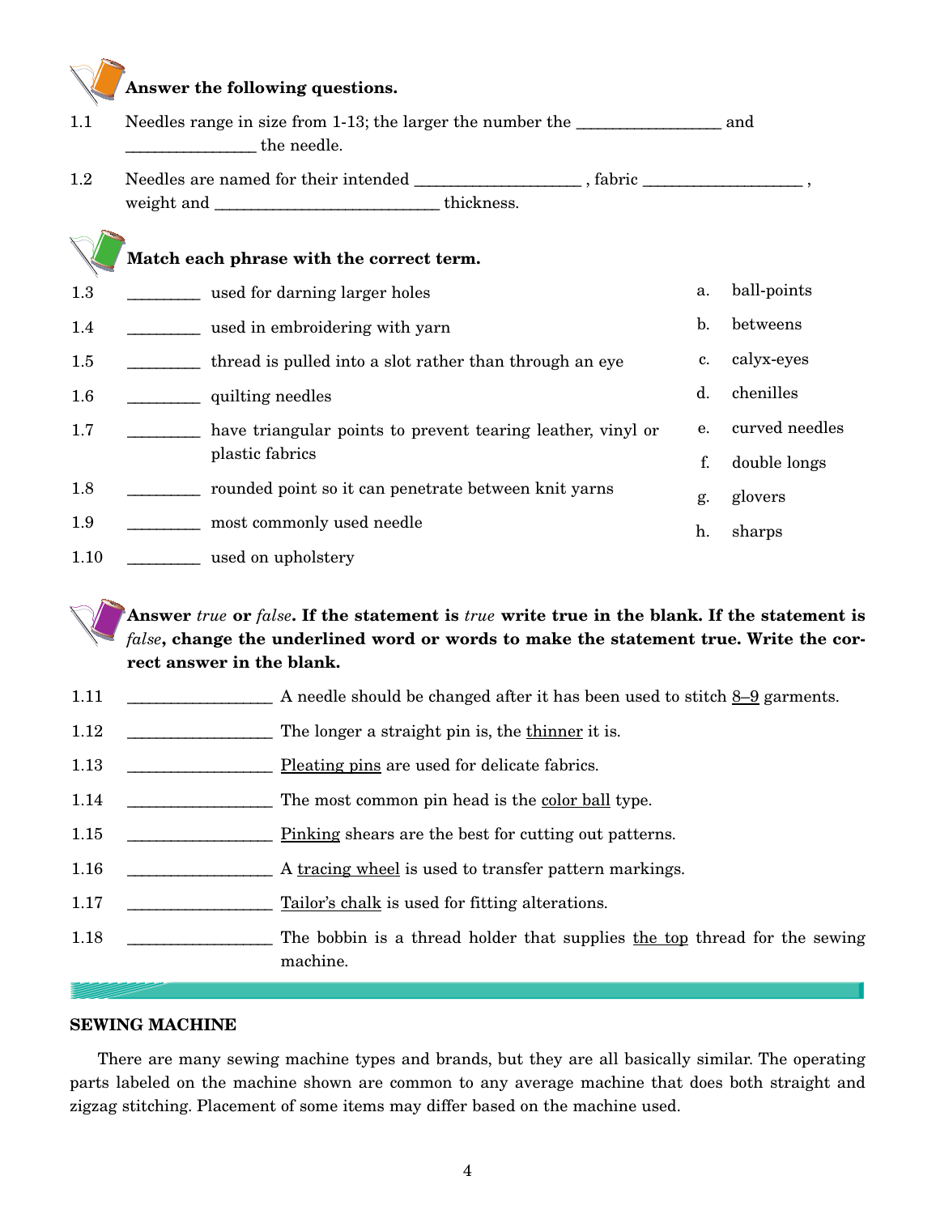**Answer the following questions.**

1.1 Needles range in size from 1-13; the larger the number the _________________ and _______________ the needle.

1.2 Needles are named for their intended ___________________ , fabric __________________ , weight and __________________________ thickness.

**Match each phrase with the correct term.**

1.3 ________ used for darning larger holes

1.4 ________ used in embroidering with yarn

1.5 ________ thread is pulled into a slot rather than through an eye

1.6 ________ quilting needles

1.7 ________ have triangular points to prevent tearing leather, vinyl or plastic fabrics

1.8 ________ rounded point so it can penetrate between knit yarns

1.9 ________ most commonly used needle

1.10 ________ used on upholstery

a. ball-points
b. betweens
c. calyx-eyes
d. chenilles
e. curved needles
f. double longs
g. glovers
h. sharps

**Answer *true* or *false*. If the statement is *true* write true in the blank. If the statement is *false*, change the underlined word or words to make the statement true. Write the correct answer in the blank.**

1.11 _________________ A needle should be changed after it has been used to stitch <u>8–9</u> garments.

1.12 _________________ The longer a straight pin is, the <u>thinner</u> it is.

1.13 _________________ <u>Pleating pins</u> are used for delicate fabrics.

1.14 _________________ The most common pin head is the <u>color ball</u> type.

1.15 _________________ <u>Pinking</u> shears are the best for cutting out patterns.

1.16 _________________ A <u>tracing wheel</u> is used to transfer pattern markings.

1.17 _________________ <u>Tailor's chalk</u> is used for fitting alterations.

1.18 _________________ The bobbin is a thread holder that supplies <u>the top</u> thread for the sewing machine.

## SEWING MACHINE

There are many sewing machine types and brands, but they are all basically similar. The operating parts labeled on the machine shown are common to any average machine that does both straight and zigzag stitching. Placement of some items may differ based on the machine used.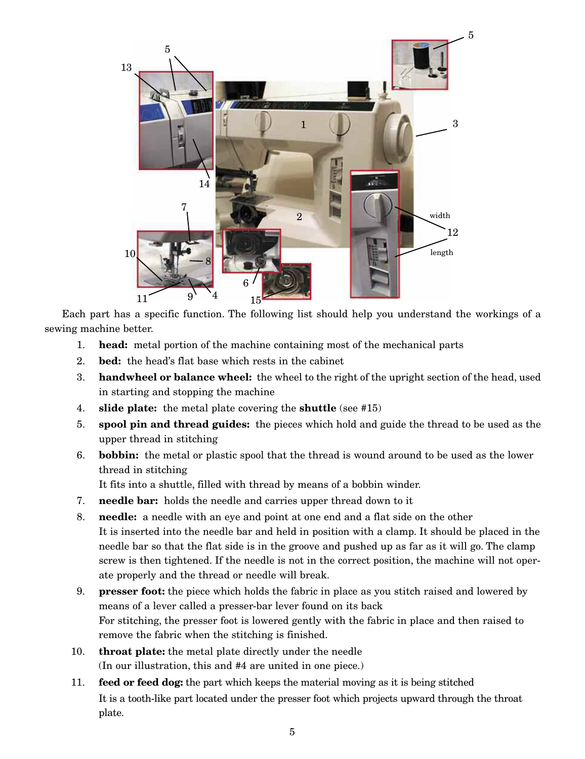Each part has a specific function. The following list should help you understand the workings of a sewing machine better.

1. **head:** metal portion of the machine containing most of the mechanical parts
2. **bed:** the head's flat base which rests in the cabinet
3. **handwheel or balance wheel:** the wheel to the right of the upright section of the head, used in starting and stopping the machine
4. **slide plate:** the metal plate covering the **shuttle** (see #15)
5. **spool pin and thread guides:** the pieces which hold and guide the thread to be used as the upper thread in stitching
6. **bobbin:** the metal or plastic spool that the thread is wound around to be used as the lower thread in stitching
   It fits into a shuttle, filled with thread by means of a bobbin winder.
7. **needle bar:** holds the needle and carries upper thread down to it
8. **needle:** a needle with an eye and point at one end and a flat side on the other
   It is inserted into the needle bar and held in position with a clamp. It should be placed in the needle bar so that the flat side is in the groove and pushed up as far as it will go. The clamp screw is then tightened. If the needle is not in the correct position, the machine will not operate properly and the thread or needle will break.
9. **presser foot:** the piece which holds the fabric in place as you stitch raised and lowered by means of a lever called a presser-bar lever found on its back
   For stitching, the presser foot is lowered gently with the fabric in place and then raised to remove the fabric when the stitching is finished.
10. **throat plate:** the metal plate directly under the needle
    (In our illustration, this and #4 are united in one piece.)
11. **feed or feed dog:** the part which keeps the material moving as it is being stitched
    It is a tooth-like part located under the presser foot which projects upward through the throat plate.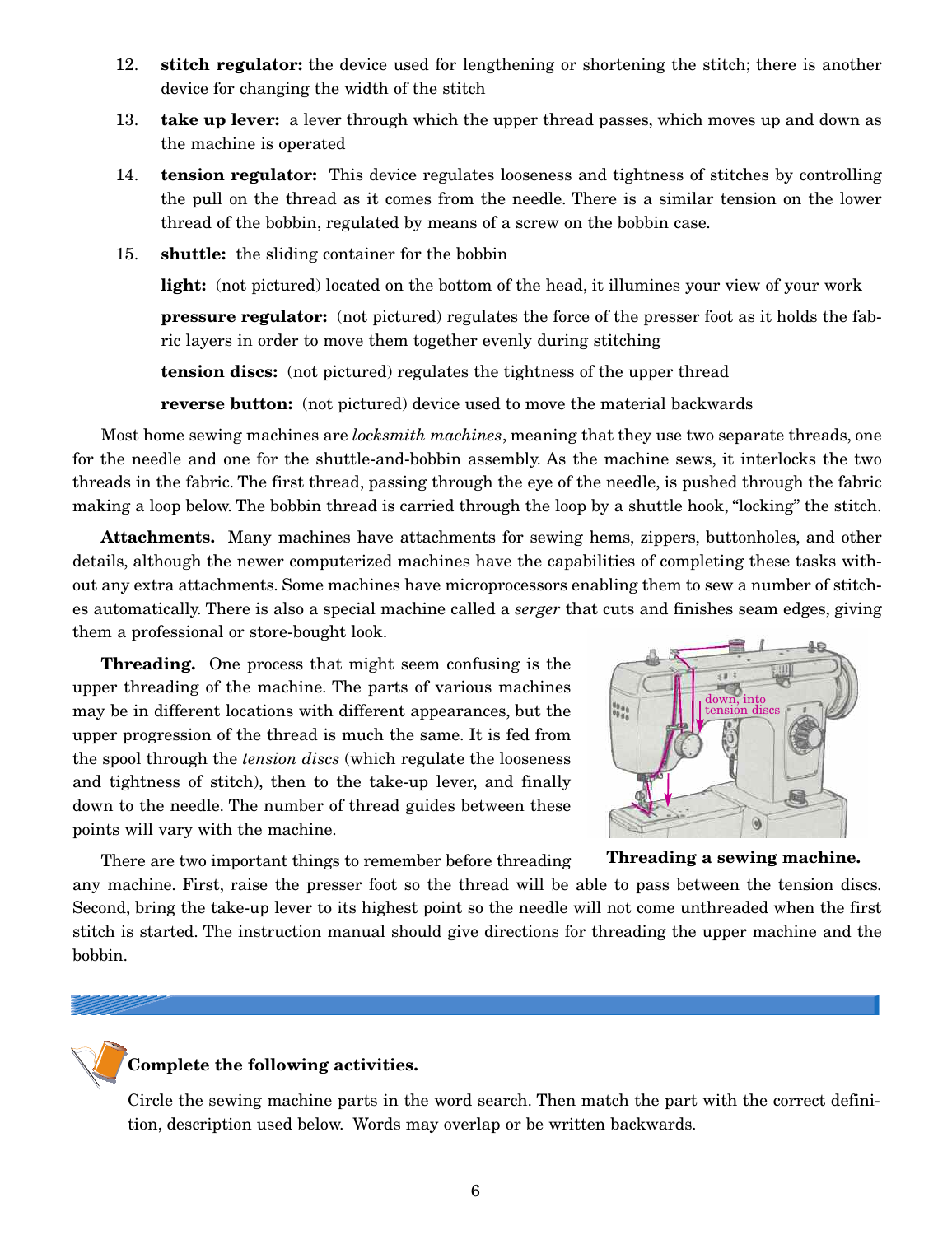12. **stitch regulator:** the device used for lengthening or shortening the stitch; there is another device for changing the width of the stitch

13. **take up lever:** a lever through which the upper thread passes, which moves up and down as the machine is operated

14. **tension regulator:** This device regulates looseness and tightness of stitches by controlling the pull on the thread as it comes from the needle. There is a similar tension on the lower thread of the bobbin, regulated by means of a screw on the bobbin case.

15. **shuttle:** the sliding container for the bobbin

    **light:** (not pictured) located on the bottom of the head, it illumines your view of your work

    **pressure regulator:** (not pictured) regulates the force of the presser foot as it holds the fabric layers in order to move them together evenly during stitching

    **tension discs:** (not pictured) regulates the tightness of the upper thread

    **reverse button:** (not pictured) device used to move the material backwards

Most home sewing machines are *locksmith machines*, meaning that they use two separate threads, one for the needle and one for the shuttle-and-bobbin assembly. As the machine sews, it interlocks the two threads in the fabric. The first thread, passing through the eye of the needle, is pushed through the fabric making a loop below. The bobbin thread is carried through the loop by a shuttle hook, "locking" the stitch.

**Attachments.** Many machines have attachments for sewing hems, zippers, buttonholes, and other details, although the newer computerized machines have the capabilities of completing these tasks without any extra attachments. Some machines have microprocessors enabling them to sew a number of stitches automatically. There is also a special machine called a *serger* that cuts and finishes seam edges, giving them a professional or store-bought look.

**Threading.** One process that might seem confusing is the upper threading of the machine. The parts of various machines may be in different locations with different appearances, but the upper progression of the thread is much the same. It is fed from the spool through the *tension discs* (which regulate the looseness and tightness of stitch), then to the take-up lever, and finally down to the needle. The number of thread guides between these points will vary with the machine.

down, into tension discs

**Threading a sewing machine.**

There are two important things to remember before threading any machine. First, raise the presser foot so the thread will be able to pass between the tension discs. Second, bring the take-up lever to its highest point so the needle will not come unthreaded when the first stitch is started. The instruction manual should give directions for threading the upper machine and the bobbin.

**Complete the following activities.**

Circle the sewing machine parts in the word search. Then match the part with the correct definition, description used below. Words may overlap or be written backwards.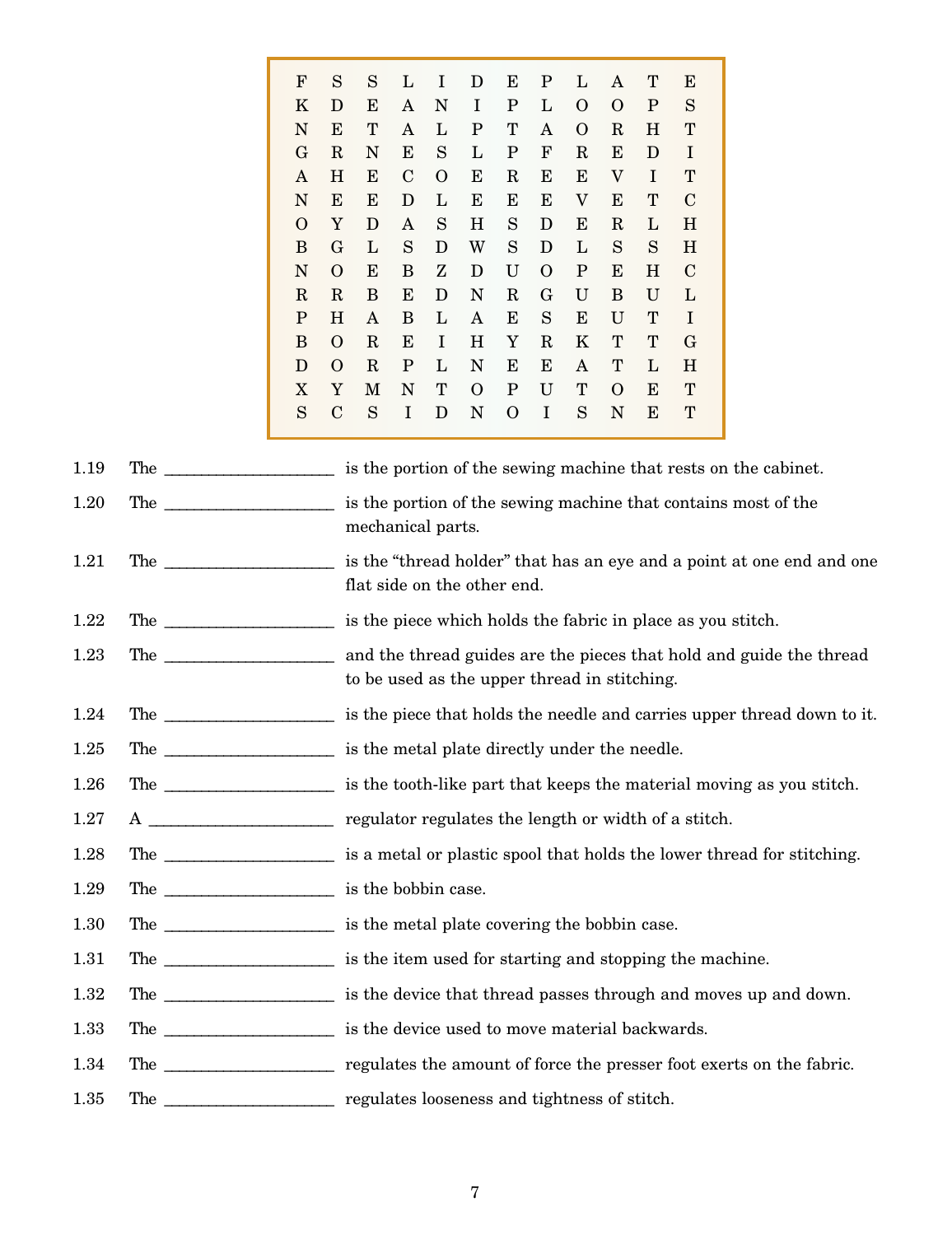| | | | | | | | | | | | |
|---|---|---|---|---|---|---|---|---|---|---|---|
| F | S | S | L | I | D | E | P | L | A | T | E |
| K | D | E | A | N | I | P | L | O | O | P | S |
| N | E | T | A | L | P | T | A | O | R | H | T |
| G | R | N | E | S | L | P | F | R | E | D | I |
| A | H | E | C | O | E | R | E | E | V | I | T |
| N | E | E | D | L | E | E | E | V | E | T | C |
| O | Y | D | A | S | H | S | D | E | R | L | H |
| B | G | L | S | D | W | S | D | L | S | S | H |
| N | O | E | B | Z | D | U | O | P | E | H | C |
| R | R | B | E | D | N | R | G | U | B | U | L |
| P | H | A | B | L | A | E | S | E | U | T | I |
| B | O | R | E | I | H | Y | R | K | T | T | G |
| D | O | R | P | L | N | E | E | A | T | L | H |
| X | Y | M | N | T | O | P | U | T | O | E | T |
| S | C | S | I | D | N | O | I | S | N | E | T |

1.19 The ____________________ is the portion of the sewing machine that rests on the cabinet.

1.20 The ____________________ is the portion of the sewing machine that contains most of the mechanical parts.

1.21 The ____________________ is the "thread holder" that has an eye and a point at one end and one flat side on the other end.

1.22 The ____________________ is the piece which holds the fabric in place as you stitch.

1.23 The ____________________ and the thread guides are the pieces that hold and guide the thread to be used as the upper thread in stitching.

1.24 The ____________________ is the piece that holds the needle and carries upper thread down to it.

1.25 The ____________________ is the metal plate directly under the needle.

1.26 The ____________________ is the tooth-like part that keeps the material moving as you stitch.

1.27 A ____________________ regulator regulates the length or width of a stitch.

1.28 The ____________________ is a metal or plastic spool that holds the lower thread for stitching.

1.29 The ____________________ is the bobbin case.

1.30 The ____________________ is the metal plate covering the bobbin case.

1.31 The ____________________ is the item used for starting and stopping the machine.

1.32 The ____________________ is the device that thread passes through and moves up and down.

1.33 The ____________________ is the device used to move material backwards.

1.34 The ____________________ regulates the amount of force the presser foot exerts on the fabric.

1.35 The ____________________ regulates looseness and tightness of stitch.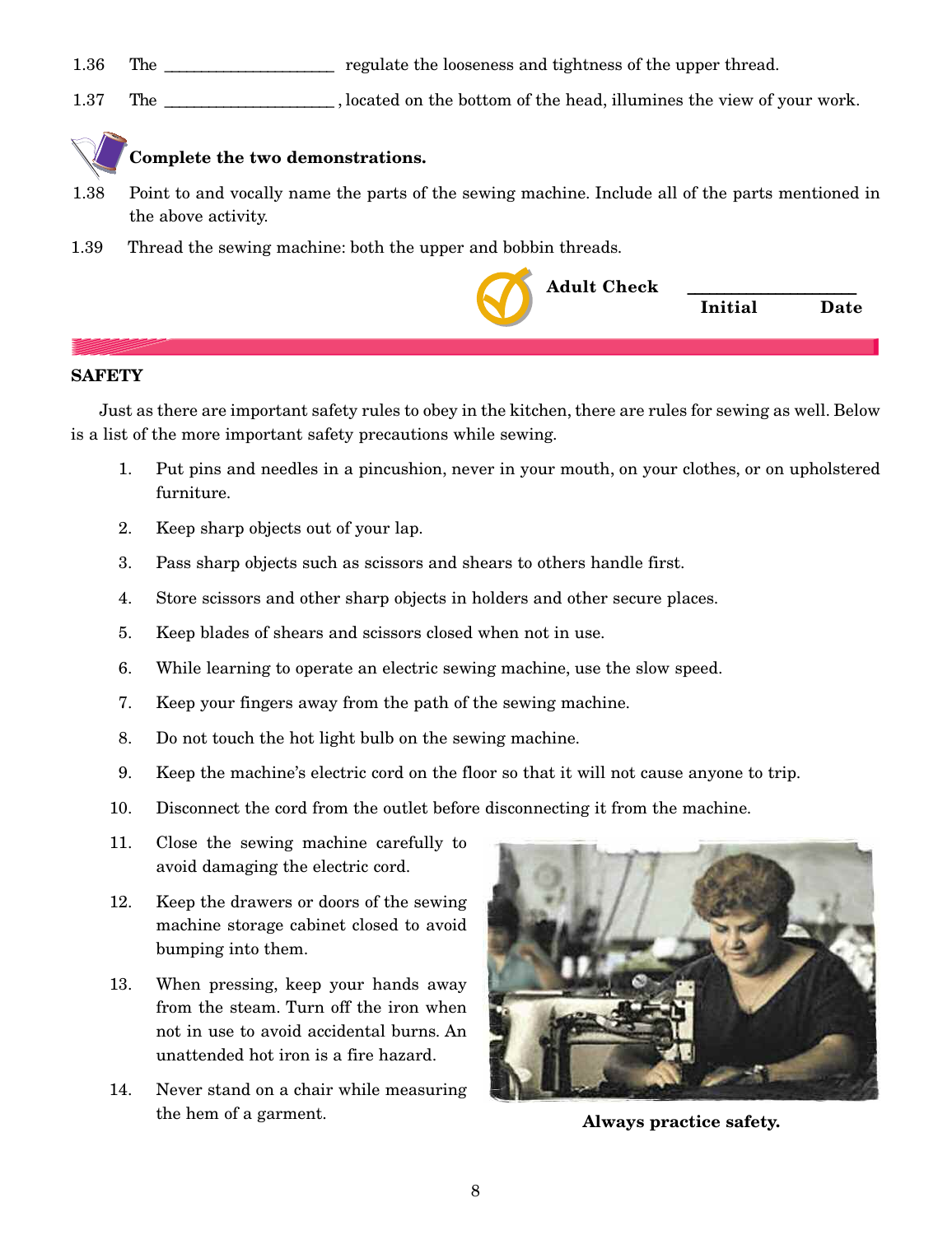1.36 The ____________________ regulate the looseness and tightness of the upper thread.

1.37 The ____________________ , located on the bottom of the head, illumines the view of your work.

**Complete the two demonstrations.**

1.38 Point to and vocally name the parts of the sewing machine. Include all of the parts mentioned in the above activity.

1.39 Thread the sewing machine: both the upper and bottom threads.

**Adult Check** ____________________
**Initial** **Date**

## SAFETY

Just as there are important safety rules to obey in the kitchen, there are rules for sewing as well. Below is a list of the more important safety precautions while sewing.

1. Put pins and needles in a pincushion, never in your mouth, on your clothes, or on upholstered furniture.
2. Keep sharp objects out of your lap.
3. Pass sharp objects such as scissors and shears to others handle first.
4. Store scissors and other sharp objects in holders and other secure places.
5. Keep blades of shears and scissors closed when not in use.
6. While learning to operate an electric sewing machine, use the slow speed.
7. Keep your fingers away from the path of the sewing machine.
8. Do not touch the hot light bulb on the sewing machine.
9. Keep the machine's electric cord on the floor so that it will not cause anyone to trip.
10. Disconnect the cord from the outlet before disconnecting it from the machine.
11. Close the sewing machine carefully to avoid damaging the electric cord.
12. Keep the drawers or doors of the sewing machine storage cabinet closed to avoid bumping into them.
13. When pressing, keep your hands away from the steam. Turn off the iron when not in use to avoid accidental burns. An unattended hot iron is a fire hazard.
14. Never stand on a chair while measuring the hem of a garment.

**Always practice safety.**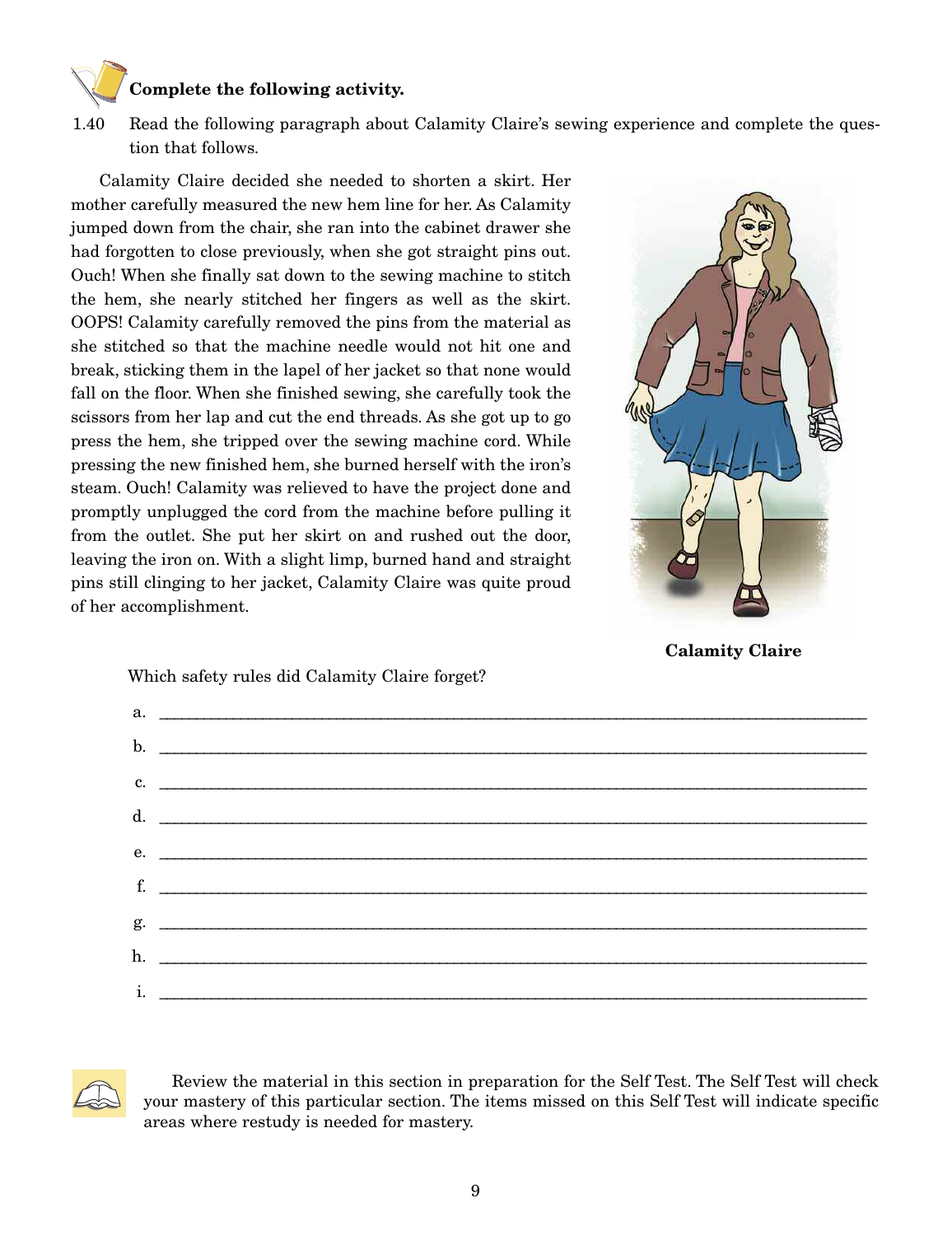**Complete the following activity.**

1.40 Read the following paragraph about Calamity Claire's sewing experience and complete the question that follows.

Calamity Claire decided she needed to shorten a skirt. Her mother carefully measured the new hem line for her. As Calamity jumped down from the chair, she ran into the cabinet drawer she had forgotten to close previously, when she got straight pins out. Ouch! When she finally sat down to the sewing machine to stitch the hem, she nearly stitched her fingers as well as the skirt. OOPS! Calamity carefully removed the pins from the material as she stitched so that the machine needle would not hit one and break, sticking them in the lapel of her jacket so that none would fall on the floor. When she finished sewing, she carefully took the scissors from her lap and cut the end threads. As she got up to go press the hem, she tripped over the sewing machine cord. While pressing the new finished hem, she burned herself with the iron's steam. Ouch! Calamity was relieved to have the project done and promptly unplugged the cord from the machine before pulling it from the outlet. She put her skirt on and rushed out the door, leaving the iron on. With a slight limp, burned hand and straight pins still clinging to her jacket, Calamity Claire was quite proud of her accomplishment.

**Calamity Claire**

Which safety rules did Calamity Claire forget?

a. ______________________________

b. ______________________________

c. ______________________________

d. ______________________________

e. ______________________________

f. ______________________________

g. ______________________________

h. ______________________________

i. ______________________________

Review the material in this section in preparation for the Self Test. The Self Test will check your mastery of this particular section. The items missed on this Self Test will indicate specific areas where restudy is needed for mastery.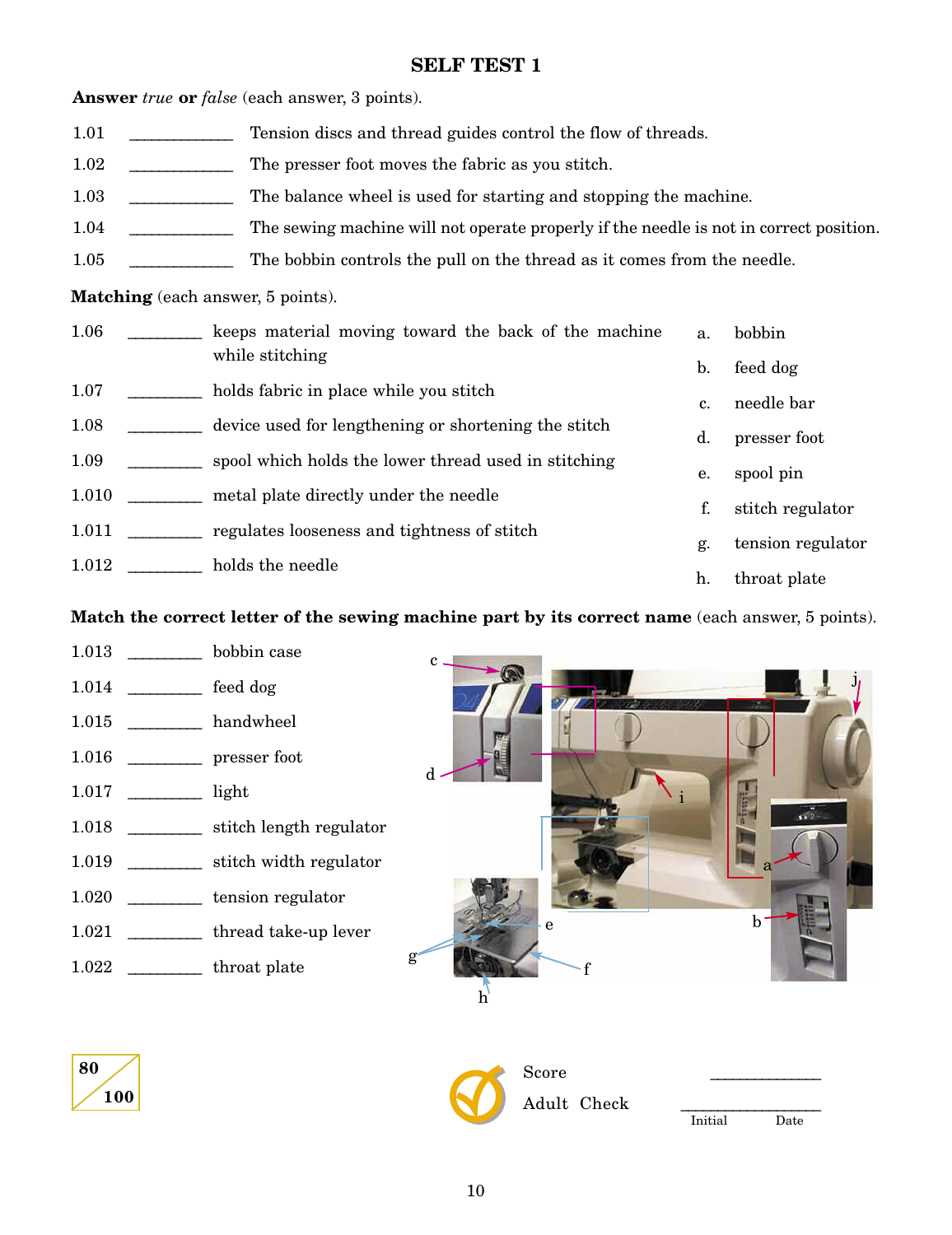## SELF TEST 1

**Answer** *true* **or** *false* (each answer, 3 points).

1.01 ____________ Tension discs and thread guides control the flow of threads.

1.02 ____________ The presser foot moves the fabric as you stitch.

1.03 ____________ The balance wheel is used for starting and stopping the machine.

1.04 ____________ The sewing machine will not operate properly if the needle is not in correct position.

1.05 ____________ The bobbin controls the pull on the thread as it comes from the needle.

**Matching** (each answer, 5 points).

1.06 ________ keeps material moving toward the back of the machine while stitching

1.07 ________ holds fabric in place while you stitch

1.08 ________ device used for lengthening or shortening the stitch

1.09 ________ spool which holds the lower thread used in stitching

1.010 ________ metal plate directly under the needle

1.011 ________ regulates looseness and tightness of stitch

1.012 ________ holds the needle

a. bobbin
b. feed dog
c. needle bar
d. presser foot
e. spool pin
f. stitch regulator
g. tension regulator
h. throat plate

**Match the correct letter of the sewing machine part by its correct name** (each answer, 5 points).

1.013 ________ bobbin case

1.014 ________ feed dog

1.015 ________ handwheel

1.016 ________ presser foot

1.017 ________ light

1.018 ________ stitch length regulator

1.019 ________ stitch width regulator

1.020 ________ tension regulator

1.021 ________ thread take-up lever

1.022 ________ throat plate

c
d
i
j
a
b
e
g
f
h

80
100

Score ____________
Adult Check ________________
Initial Date